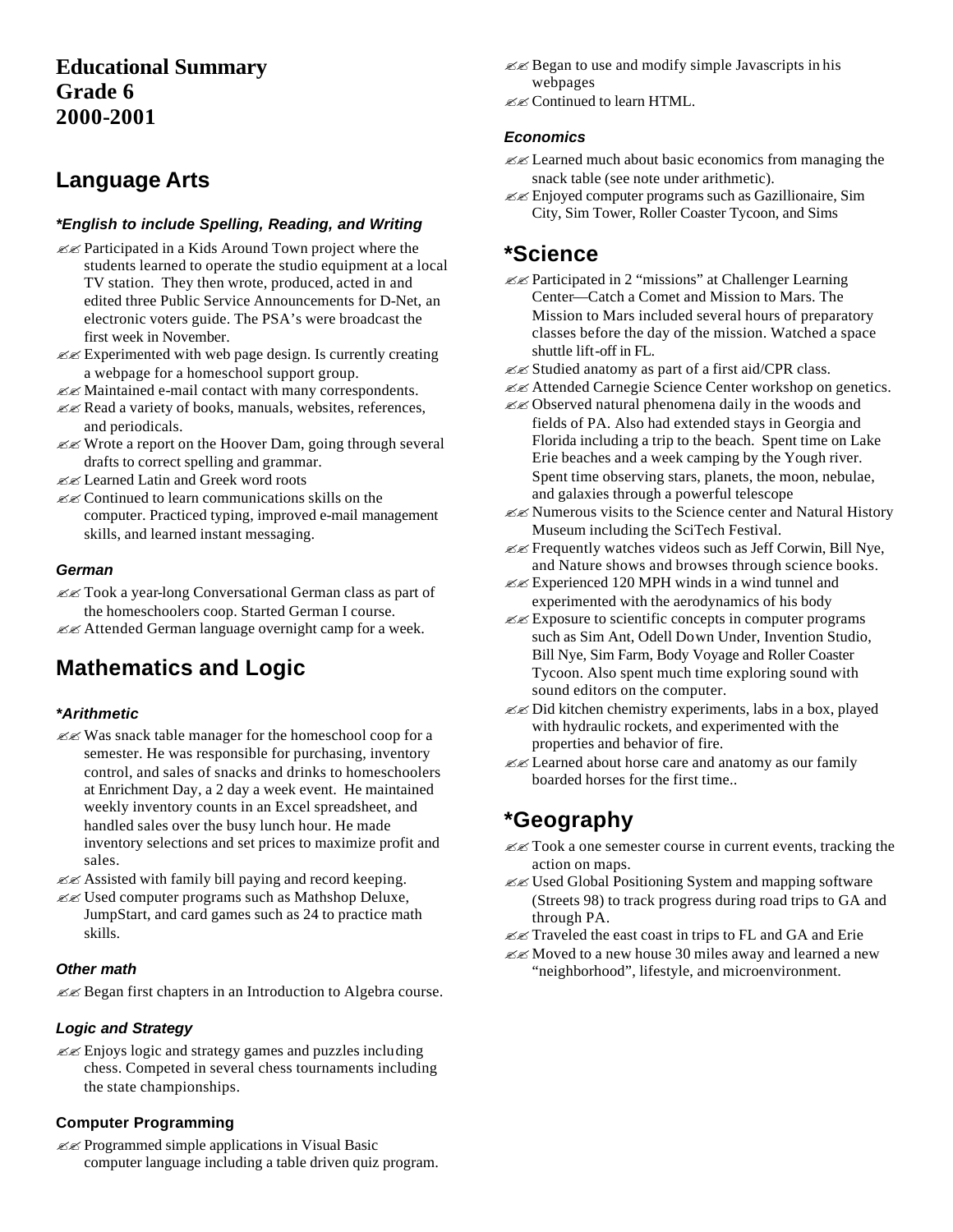# Educational Summary
# Grade 6
# 2000-2001

## Language Arts

### *English to include Spelling, Reading, and Writing

- Participated in a Kids Around Town project where the students learned to operate the studio equipment at a local TV station. They then wrote, produced, acted in and edited three Public Service Announcements for D-Net, an electronic voters guide. The PSA's were broadcast the first week in November.
- Experimented with web page design. Is currently creating a webpage for a homeschool support group.
- Maintained e-mail contact with many correspondents.
- Read a variety of books, manuals, websites, references, and periodicals.
- Wrote a report on the Hoover Dam, going through several drafts to correct spelling and grammar.
- Learned Latin and Greek word roots
- Continued to learn communications skills on the computer. Practiced typing, improved e-mail management skills, and learned instant messaging.

### German

- Took a year-long Conversational German class as part of the homeschoolers coop. Started German I course.
- Attended German language overnight camp for a week.

## Mathematics and Logic

### *Arithmetic

- Was snack table manager for the homeschool coop for a semester. He was responsible for purchasing, inventory control, and sales of snacks and drinks to homeschoolers at Enrichment Day, a 2 day a week event. He maintained weekly inventory counts in an Excel spreadsheet, and handled sales over the busy lunch hour. He made inventory selections and set prices to maximize profit and sales.
- Assisted with family bill paying and record keeping.
- Used computer programs such as Mathshop Deluxe, JumpStart, and card games such as 24 to practice math skills.

### Other math

- Began first chapters in an Introduction to Algebra course.

### Logic and Strategy

- Enjoys logic and strategy games and puzzles including chess. Competed in several chess tournaments including the state championships.

### Computer Programming

- Programmed simple applications in Visual Basic computer language including a table driven quiz program.
- Began to use and modify simple Javascripts in his webpages
- Continued to learn HTML.

### Economics

- Learned much about basic economics from managing the snack table (see note under arithmetic).
- Enjoyed computer programs such as Gazillionaire, Sim City, Sim Tower, Roller Coaster Tycoon, and Sims

## *Science

- Participated in 2 "missions" at Challenger Learning Center—Catch a Comet and Mission to Mars. The Mission to Mars included several hours of preparatory classes before the day of the mission. Watched a space shuttle lift-off in FL.
- Studied anatomy as part of a first aid/CPR class.
- Attended Carnegie Science Center workshop on genetics.
- Observed natural phenomena daily in the woods and fields of PA. Also had extended stays in Georgia and Florida including a trip to the beach. Spent time on Lake Erie beaches and a week camping by the Yough river. Spent time observing stars, planets, the moon, nebulae, and galaxies through a powerful telescope
- Numerous visits to the Science center and Natural History Museum including the SciTech Festival.
- Frequently watches videos such as Jeff Corwin, Bill Nye, and Nature shows and browses through science books.
- Experienced 120 MPH winds in a wind tunnel and experimented with the aerodynamics of his body
- Exposure to scientific concepts in computer programs such as Sim Ant, Odell Down Under, Invention Studio, Bill Nye, Sim Farm, Body Voyage and Roller Coaster Tycoon. Also spent much time exploring sound with sound editors on the computer.
- Did kitchen chemistry experiments, labs in a box, played with hydraulic rockets, and experimented with the properties and behavior of fire.
- Learned about horse care and anatomy as our family boarded horses for the first time..

## *Geography

- Took a one semester course in current events, tracking the action on maps.
- Used Global Positioning System and mapping software (Streets 98) to track progress during road trips to GA and through PA.
- Traveled the east coast in trips to FL and GA and Erie
- Moved to a new house 30 miles away and learned a new "neighborhood", lifestyle, and microenvironment.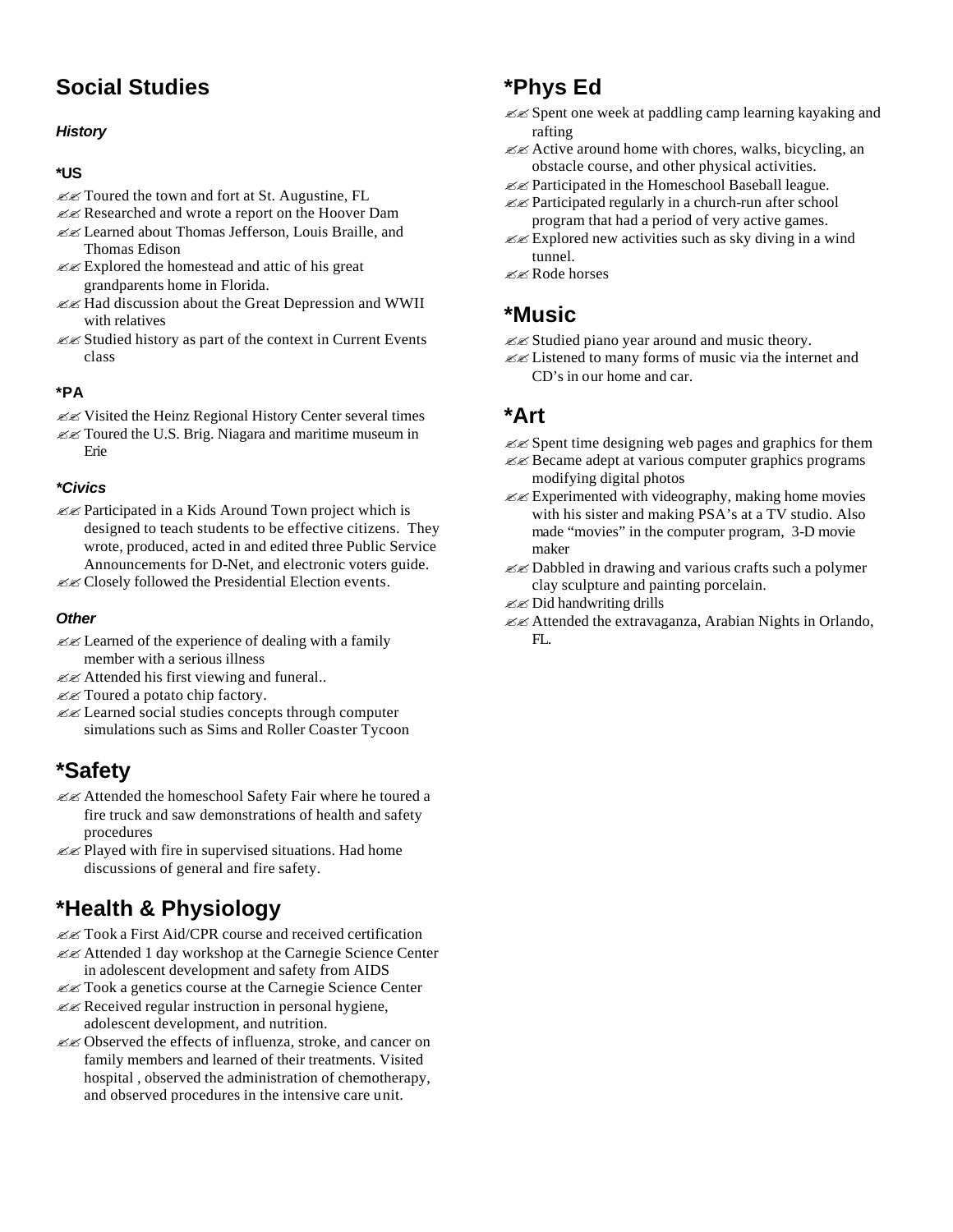## Social Studies

### *History*

#### *US

- ✍✍ Toured the town and fort at St. Augustine, FL
- ✍✍ Researched and wrote a report on the Hoover Dam
- ✍✍ Learned about Thomas Jefferson, Louis Braille, and Thomas Edison
- ✍✍ Explored the homestead and attic of his great grandparents home in Florida.
- ✍✍ Had discussion about the Great Depression and WWII with relatives
- ✍✍ Studied history as part of the context in Current Events class

#### *PA

- ✍✍ Visited the Heinz Regional History Center several times
- ✍✍ Toured the U.S. Brig. Niagara and maritime museum in Erie

### **Civics*

- ✍✍ Participated in a Kids Around Town project which is designed to teach students to be effective citizens. They wrote, produced, acted in and edited three Public Service Announcements for D-Net, and electronic voters guide.
- ✍✍ Closely followed the Presidential Election events.

### *Other*

- ✍✍ Learned of the experience of dealing with a family member with a serious illness
- ✍✍ Attended his first viewing and funeral..
- ✍✍ Toured a potato chip factory.
- ✍✍ Learned social studies concepts through computer simulations such as Sims and Roller Coaster Tycoon

## *Safety

- ✍✍ Attended the homeschool Safety Fair where he toured a fire truck and saw demonstrations of health and safety procedures
- ✍✍ Played with fire in supervised situations. Had home discussions of general and fire safety.

## *Health & Physiology

- ✍✍ Took a First Aid/CPR course and received certification
- ✍✍ Attended 1 day workshop at the Carnegie Science Center in adolescent development and safety from AIDS
- ✍✍ Took a genetics course at the Carnegie Science Center
- ✍✍ Received regular instruction in personal hygiene, adolescent development, and nutrition.
- ✍✍ Observed the effects of influenza, stroke, and cancer on family members and learned of their treatments. Visited hospital , observed the administration of chemotherapy, and observed procedures in the intensive care unit.

## *Phys Ed

- ✍✍ Spent one week at paddling camp learning kayaking and rafting
- ✍✍ Active around home with chores, walks, bicycling, an obstacle course, and other physical activities.
- ✍✍ Participated in the Homeschool Baseball league.
- ✍✍ Participated regularly in a church-run after school program that had a period of very active games.
- ✍✍ Explored new activities such as sky diving in a wind tunnel.
- ✍✍ Rode horses

## *Music

- ✍✍ Studied piano year around and music theory.
- ✍✍ Listened to many forms of music via the internet and CD's in our home and car.

## *Art

- ✍✍ Spent time designing web pages and graphics for them
- ✍✍ Became adept at various computer graphics programs modifying digital photos
- ✍✍ Experimented with videography, making home movies with his sister and making PSA's at a TV studio. Also made "movies" in the computer program, 3-D movie maker
- ✍✍ Dabbled in drawing and various crafts such a polymer clay sculpture and painting porcelain.
- ✍✍ Did handwriting drills
- ✍✍ Attended the extravaganza, Arabian Nights in Orlando, FL.